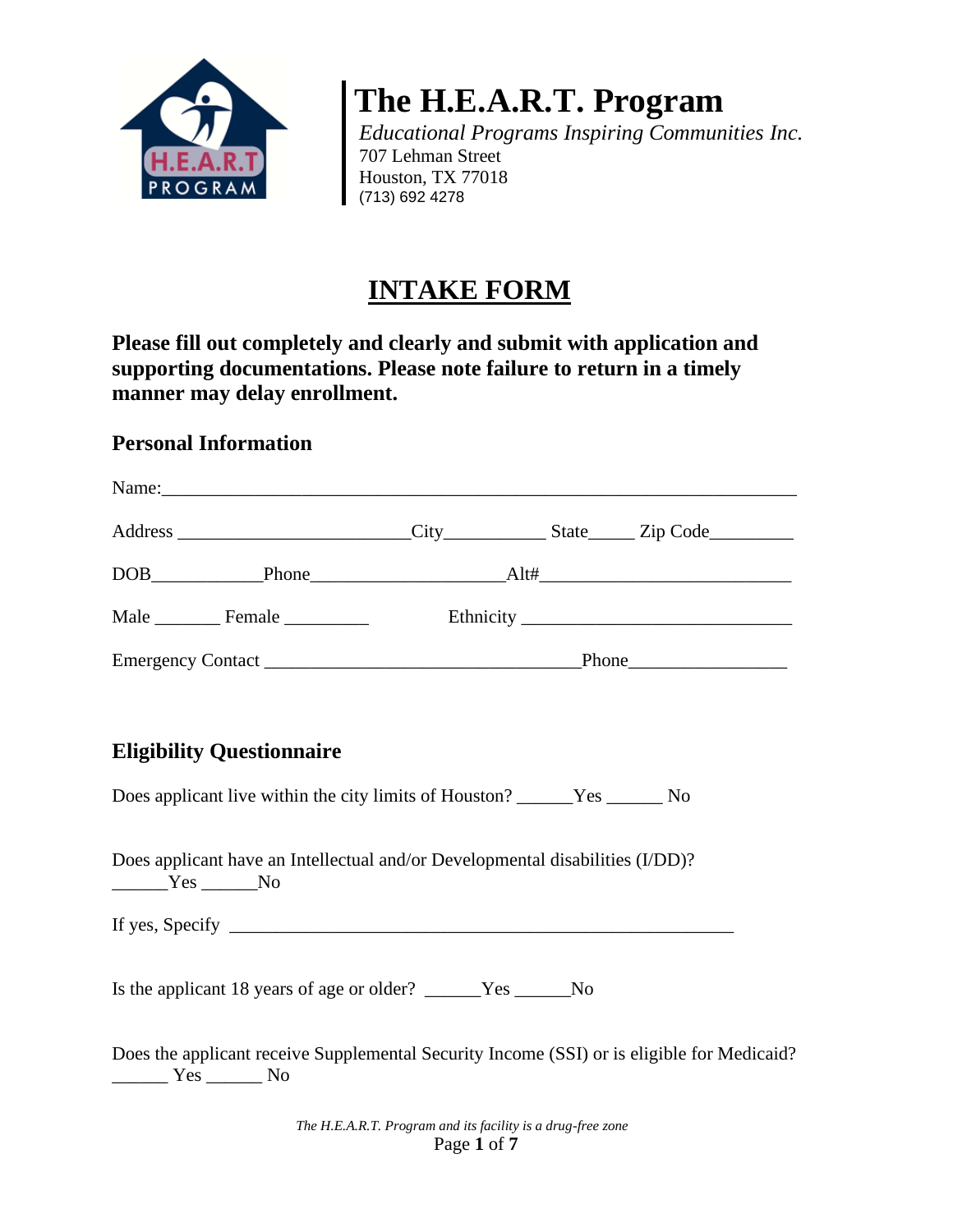# The H.E.A.R.T. Program

*Educational Programs Inspiring Communities Inc.*
707 Lehman Street
Houston, TX 77018
(713) 692 4278

## INTAKE FORM

**Please fill out completely and clearly and submit with application and supporting documentations. Please note failure to return in a timely manner may delay enrollment.**

### Personal Information

Name:_______________________________________________________________

Address ________________________City___________ State_____ Zip Code_________

DOB____________Phone____________________Alt#___________________________

Male _______ Female _________ Ethnicity _____________________________

Emergency Contact ________________________________Phone_________________

### Eligibility Questionnaire

Does applicant live within the city limits of Houston? ______Yes ______ No

Does applicant have an Intellectual and/or Developmental disabilities (I/DD)? ______Yes ______No

If yes, Specify ________________________________________________________

Is the applicant 18 years of age or older? ______Yes ______No

Does the applicant receive Supplemental Security Income (SSI) or is eligible for Medicaid? ______ Yes ______ No

*The H.E.A.R.T. Program and its facility is a drug-free zone*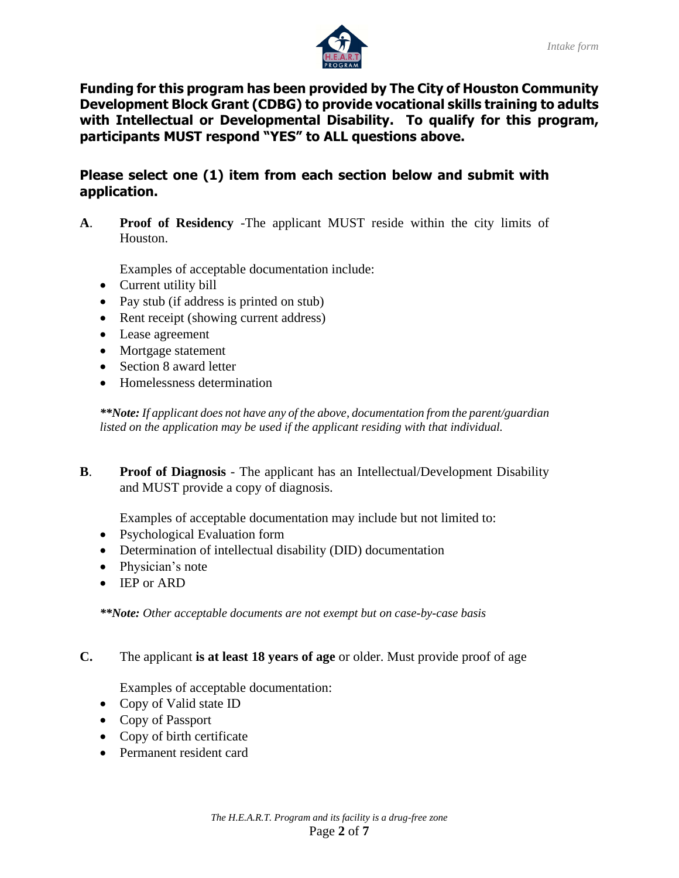**Funding for this program has been provided by The City of Houston Community Development Block Grant (CDBG) to provide vocational skills training to adults with Intellectual or Developmental Disability. To qualify for this program, participants MUST respond "YES" to ALL questions above.**

### Please select one (1) item from each section below and submit with application.

**A**. **Proof of Residency** -The applicant MUST reside within the city limits of Houston.

Examples of acceptable documentation include:

- Current utility bill
- Pay stub (if address is printed on stub)
- Rent receipt (showing current address)
- Lease agreement
- Mortgage statement
- Section 8 award letter
- Homelessness determination

***\*\*Note:*** *If applicant does not have any of the above, documentation from the parent/guardian listed on the application may be used if the applicant residing with that individual.*

**B**. **Proof of Diagnosis** - The applicant has an Intellectual/Development Disability and MUST provide a copy of diagnosis.

Examples of acceptable documentation may include but not limited to:

- Psychological Evaluation form
- Determination of intellectual disability (DID) documentation
- Physician's note
- IEP or ARD

***\*\*Note:*** *Other acceptable documents are not exempt but on case-by-case basis*

**C.** The applicant **is at least 18 years of age** or older. Must provide proof of age

Examples of acceptable documentation:

- Copy of Valid state ID
- Copy of Passport
- Copy of birth certificate
- Permanent resident card

*The H.E.A.R.T. Program and its facility is a drug-free zone*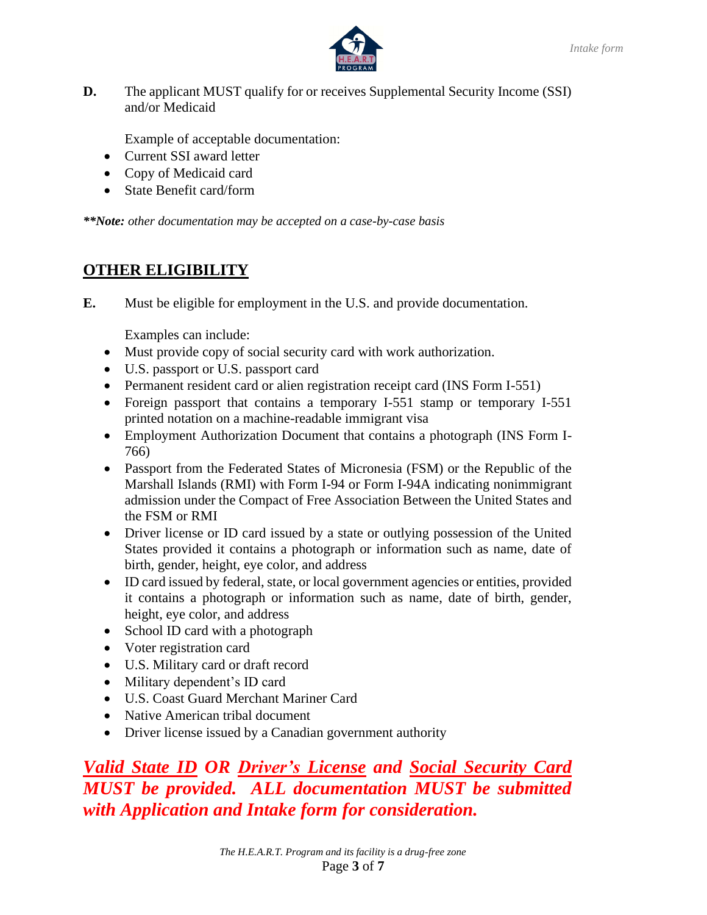**D.** The applicant MUST qualify for or receives Supplemental Security Income (SSI) and/or Medicaid

Example of acceptable documentation:

- Current SSI award letter
- Copy of Medicaid card
- State Benefit card/form

***\*\*Note:** other documentation may be accepted on a case-by-case basis*

## OTHER ELIGIBILITY

**E.** Must be eligible for employment in the U.S. and provide documentation.

Examples can include:

- Must provide copy of social security card with work authorization.
- U.S. passport or U.S. passport card
- Permanent resident card or alien registration receipt card (INS Form I-551)
- Foreign passport that contains a temporary I-551 stamp or temporary I-551 printed notation on a machine-readable immigrant visa
- Employment Authorization Document that contains a photograph (INS Form I-766)
- Passport from the Federated States of Micronesia (FSM) or the Republic of the Marshall Islands (RMI) with Form I-94 or Form I-94A indicating nonimmigrant admission under the Compact of Free Association Between the United States and the FSM or RMI
- Driver license or ID card issued by a state or outlying possession of the United States provided it contains a photograph or information such as name, date of birth, gender, height, eye color, and address
- ID card issued by federal, state, or local government agencies or entities, provided it contains a photograph or information such as name, date of birth, gender, height, eye color, and address
- School ID card with a photograph
- Voter registration card
- U.S. Military card or draft record
- Military dependent's ID card
- U.S. Coast Guard Merchant Mariner Card
- Native American tribal document
- Driver license issued by a Canadian government authority

***Valid State ID OR Driver's License and Social Security Card MUST be provided. ALL documentation MUST be submitted with Application and Intake form for consideration.***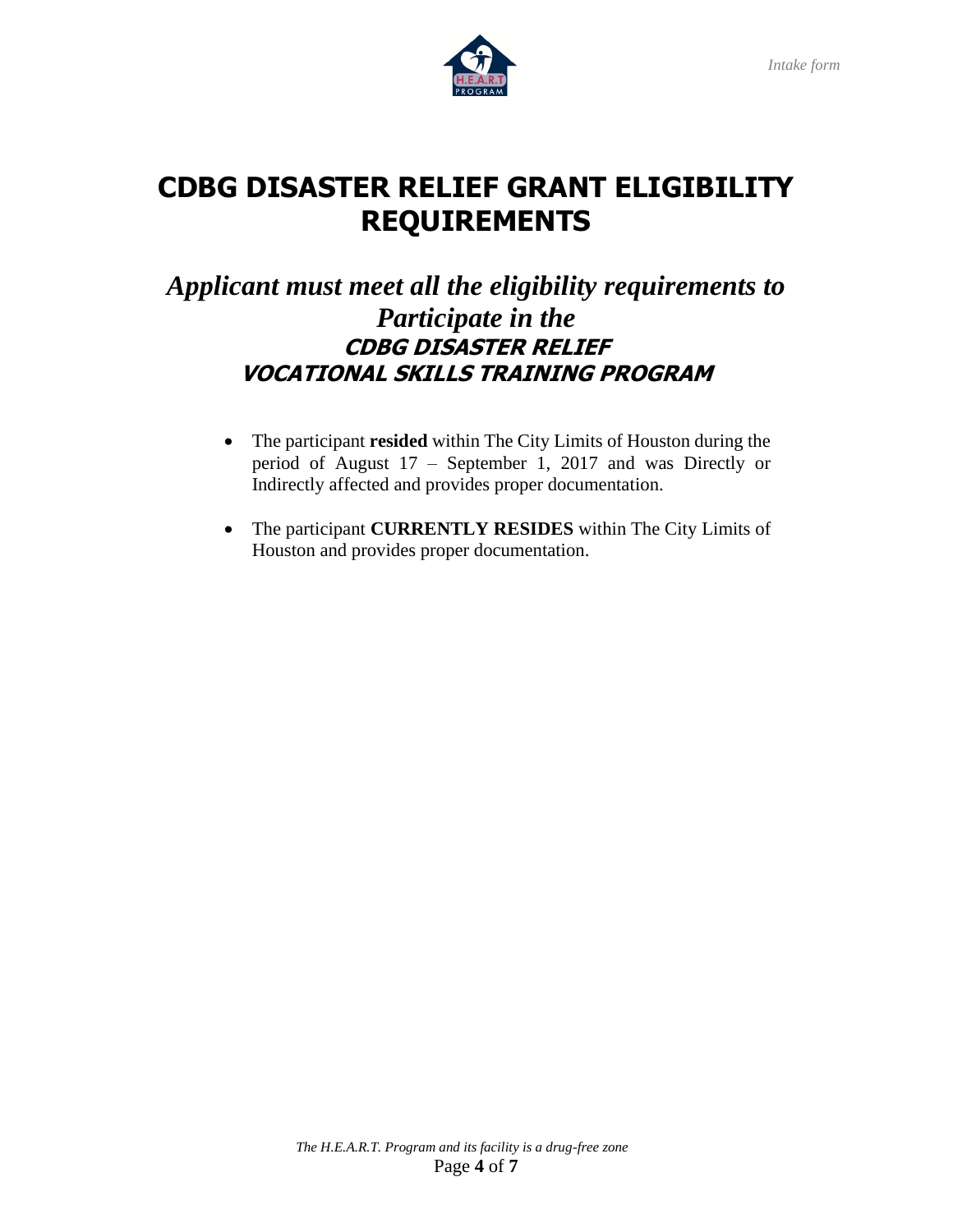# CDBG DISASTER RELIEF GRANT ELIGIBILITY REQUIREMENTS

## *Applicant must meet all the eligibility requirements to Participate in the* ***CDBG DISASTER RELIEF VOCATIONAL SKILLS TRAINING PROGRAM***

- The participant **resided** within The City Limits of Houston during the period of August 17 – September 1, 2017 and was Directly or Indirectly affected and provides proper documentation.
- The participant **CURRENTLY RESIDES** within The City Limits of Houston and provides proper documentation.

*The H.E.A.R.T. Program and its facility is a drug-free zone*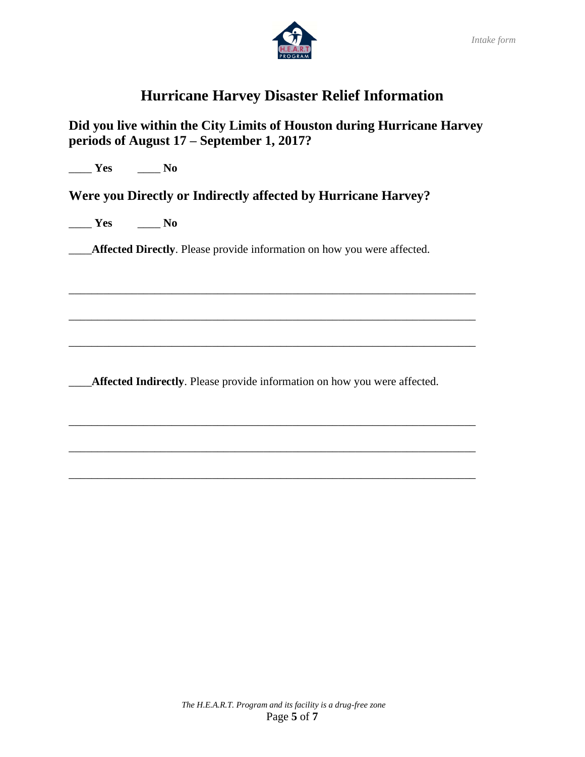# Hurricane Harvey Disaster Relief Information

**Did you live within the City Limits of Houston during Hurricane Harvey periods of August 17 – September 1, 2017?**

____ **Yes** ____ **No**

**Were you Directly or Indirectly affected by Hurricane Harvey?**

____ **Yes** ____ **No**

____**Affected Directly**. Please provide information on how you were affected.

________________________________________________________________________

________________________________________________________________________

________________________________________________________________________

____**Affected Indirectly**. Please provide information on how you were affected.

________________________________________________________________________

________________________________________________________________________

________________________________________________________________________

*The H.E.A.R.T. Program and its facility is a drug-free zone*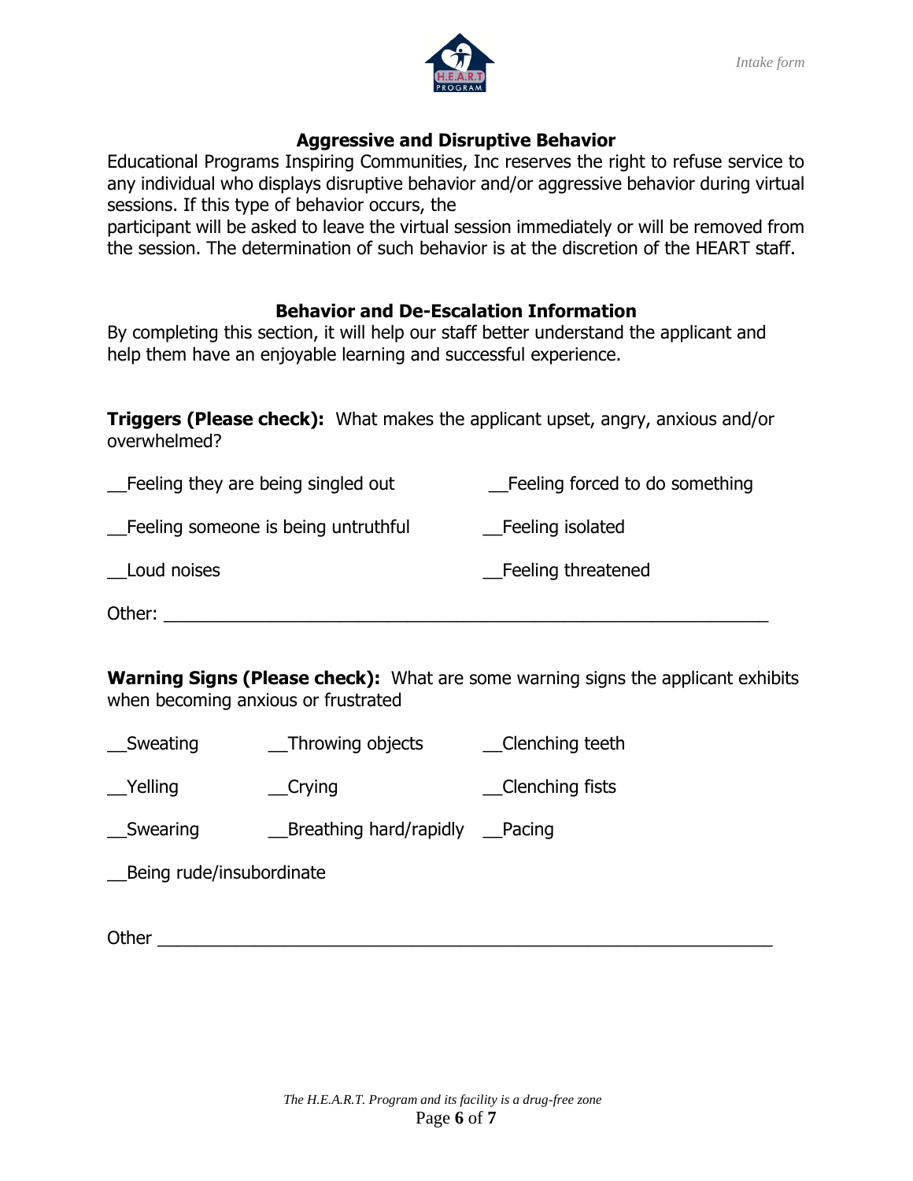## Aggressive and Disruptive Behavior

Educational Programs Inspiring Communities, Inc reserves the right to refuse service to any individual who displays disruptive behavior and/or aggressive behavior during virtual sessions. If this type of behavior occurs, the participant will be asked to leave the virtual session immediately or will be removed from the session. The determination of such behavior is at the discretion of the HEART staff.

## Behavior and De-Escalation Information

By completing this section, it will help our staff better understand the applicant and help them have an enjoyable learning and successful experience.

**Triggers (Please check):** What makes the applicant upset, angry, anxious and/or overwhelmed?

__Feeling they are being singled out

__Feeling forced to do something

__Feeling someone is being untruthful

__Feeling isolated

__Loud noises

__Feeling threatened

Other: ____________________________________________________________

**Warning Signs (Please check):** What are some warning signs the applicant exhibits when becoming anxious or frustrated

__Sweating

__Throwing objects

__Clenching teeth

__Yelling

__Crying

__Clenching fists

__Swearing

__Breathing hard/rapidly

__Pacing

__Being rude/insubordinate

Other ____________________________________________________________

*The H.E.A.R.T. Program and its facility is a drug-free zone*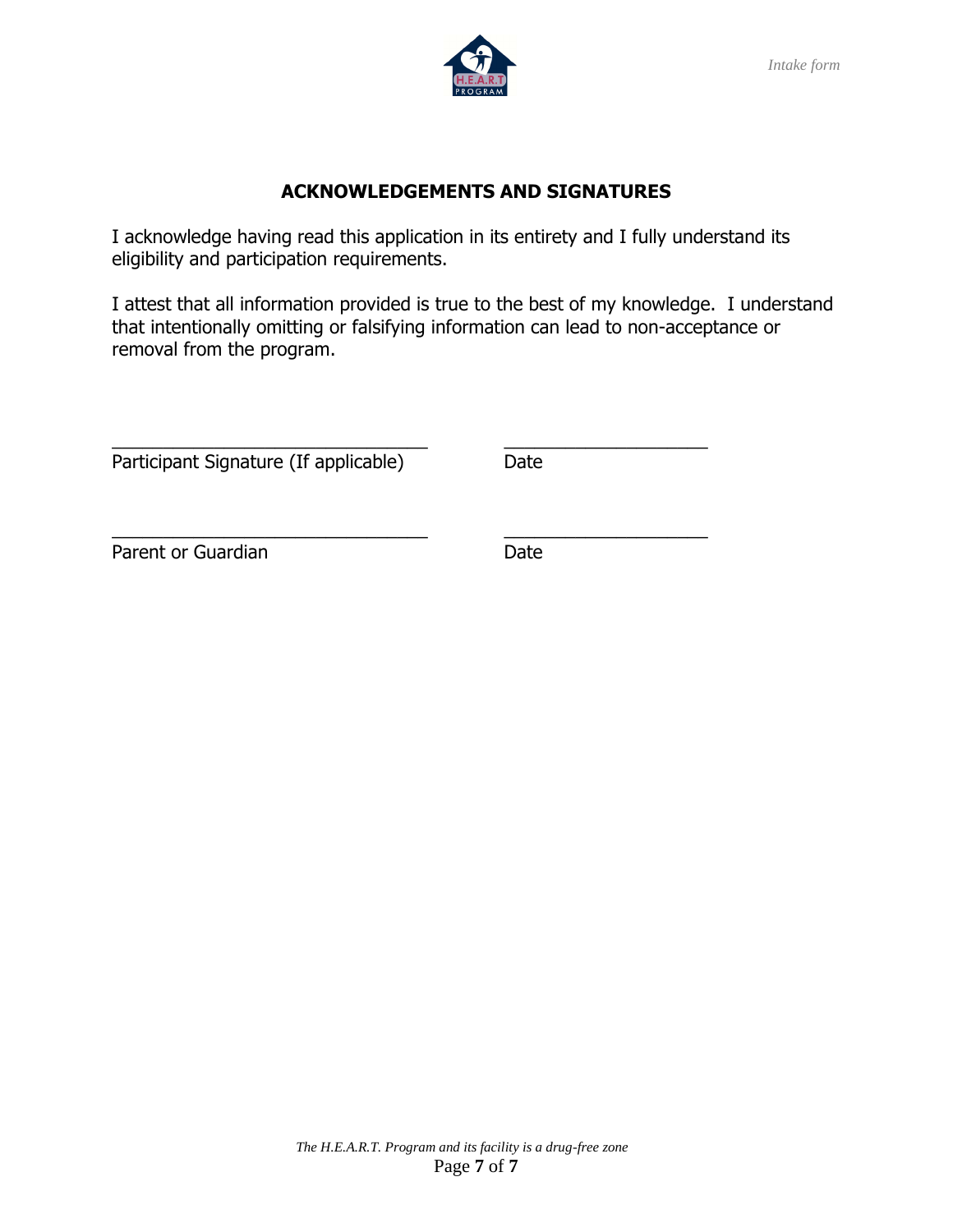## ACKNOWLEDGEMENTS AND SIGNATURES

I acknowledge having read this application in its entirety and I fully understand its eligibility and participation requirements.

I attest that all information provided is true to the best of my knowledge. I understand that intentionally omitting or falsifying information can lead to non-acceptance or removal from the program.

_______________________________ &nbsp;&nbsp;&nbsp;&nbsp; ____________________
Participant Signature (If applicable) &nbsp;&nbsp;&nbsp;&nbsp; Date

_______________________________ &nbsp;&nbsp;&nbsp;&nbsp; ____________________
Parent or Guardian &nbsp;&nbsp;&nbsp;&nbsp; Date

*The H.E.A.R.T. Program and its facility is a drug-free zone*